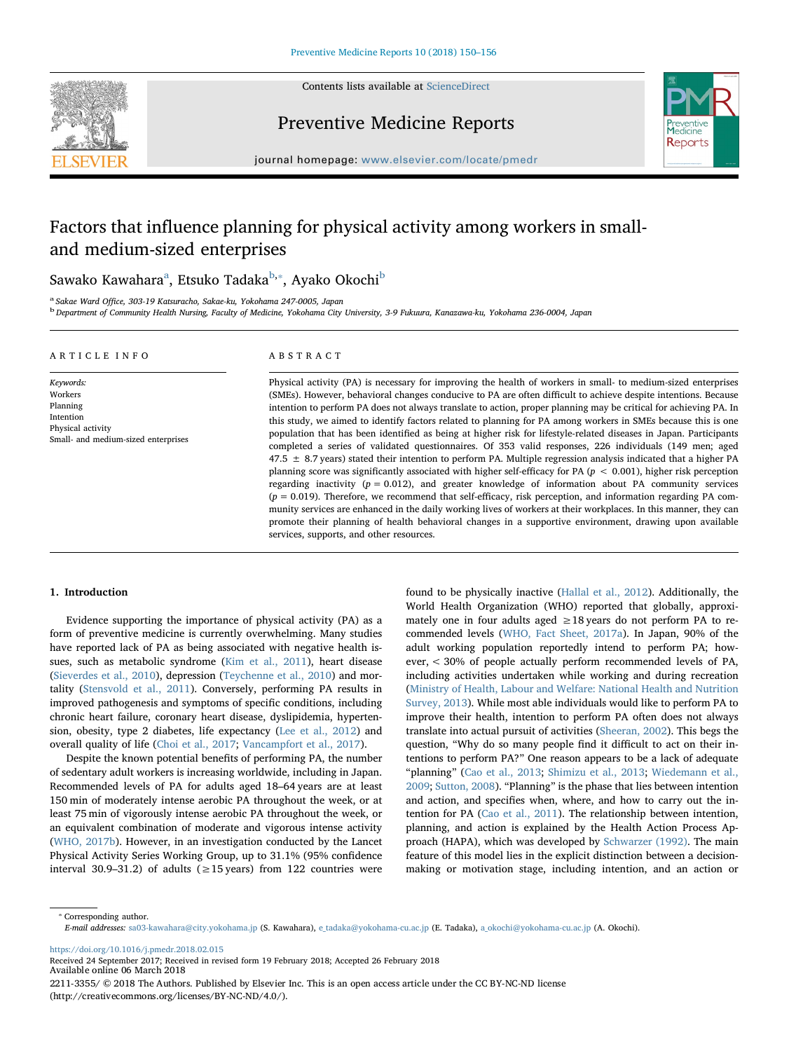# Factors that influence planning for physical activity among workers in small- and medium-sized enterprises

Sawako Kawahara[a], Etsuko Tadaka[b,*], Ayako Okochi[b]

[a] Sakae Ward Office, 303-19 Katsuracho, Sakae-ku, Yokohama 247-0005, Japan
[b] Department of Community Health Nursing, Faculty of Medicine, Yokohama City University, 3-9 Fukuura, Kanazawa-ku, Yokohama 236-0004, Japan

## ARTICLE INFO

*Keywords:*
Workers
Planning
Intention
Physical activity
Small- and medium-sized enterprises

## ABSTRACT

Physical activity (PA) is necessary for improving the health of workers in small- to medium-sized enterprises (SMEs). However, behavioral changes conducive to PA are often difficult to achieve despite intentions. Because intention to perform PA does not always translate to action, proper planning may be critical for achieving PA. In this study, we aimed to identify factors related to planning for PA among workers in SMEs because this is one population that has been identified as being at higher risk for lifestyle-related diseases in Japan. Participants completed a series of validated questionnaires. Of 353 valid responses, 226 individuals (149 men; aged 47.5 ± 8.7 years) stated their intention to perform PA. Multiple regression analysis indicated that a higher PA planning score was significantly associated with higher self-efficacy for PA ($p < 0.001$), higher risk perception regarding inactivity ($p = 0.012$), and greater knowledge of information about PA community services ($p = 0.019$). Therefore, we recommend that self-efficacy, risk perception, and information regarding PA community services are enhanced in the daily working lives of workers at their workplaces. In this manner, they can promote their planning of health behavioral changes in a supportive environment, drawing upon available services, supports, and other resources.

## 1. Introduction

Evidence supporting the importance of physical activity (PA) as a form of preventive medicine is currently overwhelming. Many studies have reported lack of PA as being associated with negative health issues, such as metabolic syndrome (Kim et al., 2011), heart disease (Sieverdes et al., 2010), depression (Teychenne et al., 2010) and mortality (Stensvold et al., 2011). Conversely, performing PA results in improved pathogenesis and symptoms of specific conditions, including chronic heart failure, coronary heart disease, dyslipidemia, hypertension, obesity, type 2 diabetes, life expectancy (Lee et al., 2012) and overall quality of life (Choi et al., 2017; Vancampfort et al., 2017).

Despite the known potential benefits of performing PA, the number of sedentary adult workers is increasing worldwide, including in Japan. Recommended levels of PA for adults aged 18–64 years are at least 150 min of moderately intense aerobic PA throughout the week, or at least 75 min of vigorously intense aerobic PA throughout the week, or an equivalent combination of moderate and vigorous intense activity (WHO, 2017b). However, in an investigation conducted by the Lancet Physical Activity Series Working Group, up to 31.1% (95% confidence interval 30.9–31.2) of adults (≥15 years) from 122 countries were found to be physically inactive (Hallal et al., 2012). Additionally, the World Health Organization (WHO) reported that globally, approximately one in four adults aged ≥18 years do not perform PA to recommended levels (WHO, Fact Sheet, 2017a). In Japan, 90% of the adult working population reportedly intend to perform PA; however, < 30% of people actually perform recommended levels of PA, including activities undertaken while working and during recreation (Ministry of Health, Labour and Welfare: National Health and Nutrition Survey, 2013). While most able individuals would like to perform PA to improve their health, intention to perform PA often does not always translate into actual pursuit of activities (Sheeran, 2002). This begs the question, "Why do so many people find it difficult to act on their intentions to perform PA?" One reason appears to be a lack of adequate "planning" (Cao et al., 2013; Shimizu et al., 2013; Wiedemann et al., 2009; Sutton, 2008). "Planning" is the phase that lies between intention and action, and specifies when, where, and how to carry out the intention for PA (Cao et al., 2011). The relationship between intention, planning, and action is explained by the Health Action Process Approach (HAPA), which was developed by Schwarzer (1992). The main feature of this model lies in the explicit distinction between a decision-making or motivation stage, including intention, and an action or

---

* Corresponding author.
*E-mail addresses:* sa03-kawahara@city.yokohama.jp (S. Kawahara), e_tadaka@yokohama-cu.ac.jp (E. Tadaka), a_okochi@yokohama-cu.ac.jp (A. Okochi).

https://doi.org/10.1016/j.pmedr.2018.02.015
Received 24 September 2017; Received in revised form 19 February 2018; Accepted 26 February 2018
Available online 06 March 2018
2211-3355/ © 2018 The Authors. Published by Elsevier Inc. This is an open access article under the CC BY-NC-ND license (http://creativecommons.org/licenses/BY-NC-ND/4.0/).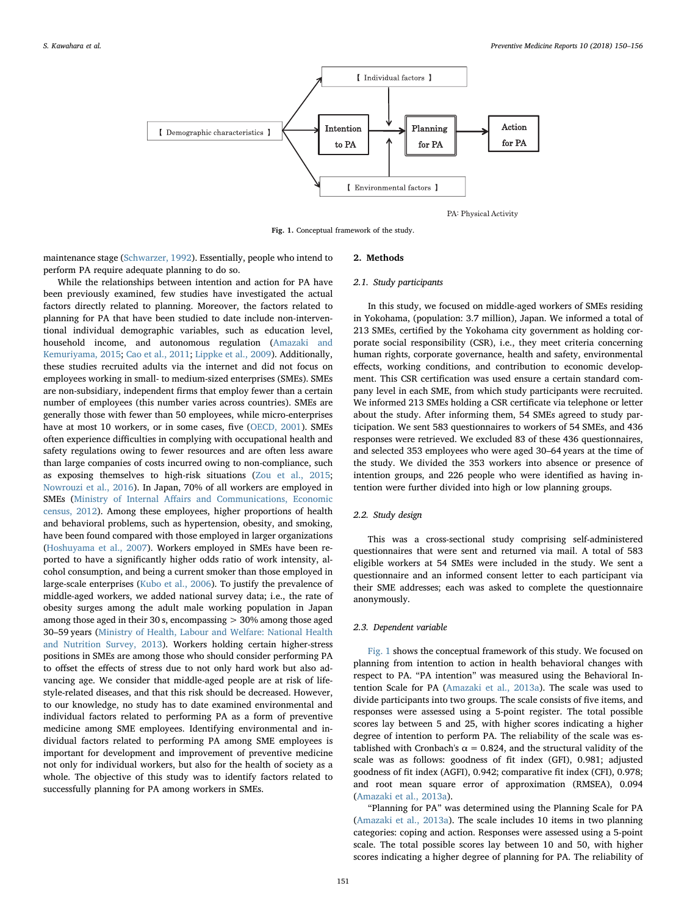【 Individual factors 】

【 Demographic characteristics 】

Intention to PA

Planning for PA

Action for PA

【 Environmental factors 】

PA: Physical Activity

**Fig. 1.** Conceptual framework of the study.

maintenance stage (Schwarzer, 1992). Essentially, people who intend to perform PA require adequate planning to do so.

While the relationships between intention and action for PA have been previously examined, few studies have investigated the actual factors directly related to planning. Moreover, the factors related to planning for PA that have been studied to date include non-interventional individual demographic variables, such as education level, household income, and autonomous regulation (Amazaki and Kemuriyama, 2015; Cao et al., 2011; Lippke et al., 2009). Additionally, these studies recruited adults via the internet and did not focus on employees working in small- to medium-sized enterprises (SMEs). SMEs are non-subsidiary, independent firms that employ fewer than a certain number of employees (this number varies across countries). SMEs are generally those with fewer than 50 employees, while micro-enterprises have at most 10 workers, or in some cases, five (OECD, 2001). SMEs often experience difficulties in complying with occupational health and safety regulations owing to fewer resources and are often less aware than large companies of costs incurred owing to non-compliance, such as exposing themselves to high-risk situations (Zou et al., 2015; Nowrouzi et al., 2016). In Japan, 70% of all workers are employed in SMEs (Ministry of Internal Affairs and Communications, Economic census, 2012). Among these employees, higher proportions of health and behavioral problems, such as hypertension, obesity, and smoking, have been found compared with those employed in larger organizations (Hoshuyama et al., 2007). Workers employed in SMEs have been reported to have a significantly higher odds ratio of work intensity, alcohol consumption, and being a current smoker than those employed in large-scale enterprises (Kubo et al., 2006). To justify the prevalence of middle-aged workers, we added national survey data; i.e., the rate of obesity surges among the adult male working population in Japan among those aged in their 30 s, encompassing > 30% among those aged 30–59 years (Ministry of Health, Labour and Welfare: National Health and Nutrition Survey, 2013). Workers holding certain higher-stress positions in SMEs are among those who should consider performing PA to offset the effects of stress due to not only hard work but also advancing age. We consider that middle-aged people are at risk of lifestyle-related diseases, and that this risk should be decreased. However, to our knowledge, no study has to date examined environmental and individual factors related to performing PA as a form of preventive medicine among SME employees. Identifying environmental and individual factors related to performing PA among SME employees is important for development and improvement of preventive medicine not only for individual workers, but also for the health of society as a whole. The objective of this study was to identify factors related to successfully planning for PA among workers in SMEs.

## 2. Methods

### 2.1. Study participants

In this study, we focused on middle-aged workers of SMEs residing in Yokohama, (population: 3.7 million), Japan. We informed a total of 213 SMEs, certified by the Yokohama city government as holding corporate social responsibility (CSR), i.e., they meet criteria concerning human rights, corporate governance, health and safety, environmental effects, working conditions, and contribution to economic development. This CSR certification was used ensure a certain standard company level in each SME, from which study participants were recruited. We informed 213 SMEs holding a CSR certificate via telephone or letter about the study. After informing them, 54 SMEs agreed to study participation. We sent 583 questionnaires to workers of 54 SMEs, and 436 responses were retrieved. We excluded 83 of these 436 questionnaires, and selected 353 employees who were aged 30–64 years at the time of the study. We divided the 353 workers into absence or presence of intention groups, and 226 people who were identified as having intention were further divided into high or low planning groups.

### 2.2. Study design

This was a cross-sectional study comprising self-administered questionnaires that were sent and returned via mail. A total of 583 eligible workers at 54 SMEs were included in the study. We sent a questionnaire and an informed consent letter to each participant via their SME addresses; each was asked to complete the questionnaire anonymously.

### 2.3. Dependent variable

Fig. 1 shows the conceptual framework of this study. We focused on planning from intention to action in health behavioral changes with respect to PA. "PA intention" was measured using the Behavioral Intention Scale for PA (Amazaki et al., 2013a). The scale was used to divide participants into two groups. The scale consists of five items, and responses were assessed using a 5-point register. The total possible scores lay between 5 and 25, with higher scores indicating a higher degree of intention to perform PA. The reliability of the scale was established with Cronbach's $\alpha = 0.824$, and the structural validity of the scale was as follows: goodness of fit index (GFI), 0.981; adjusted goodness of fit index (AGFI), 0.942; comparative fit index (CFI), 0.978; and root mean square error of approximation (RMSEA), 0.094 (Amazaki et al., 2013a).

"Planning for PA" was determined using the Planning Scale for PA (Amazaki et al., 2013a). The scale includes 10 items in two planning categories: coping and action. Responses were assessed using a 5-point scale. The total possible scores lay between 10 and 50, with higher scores indicating a higher degree of planning for PA. The reliability of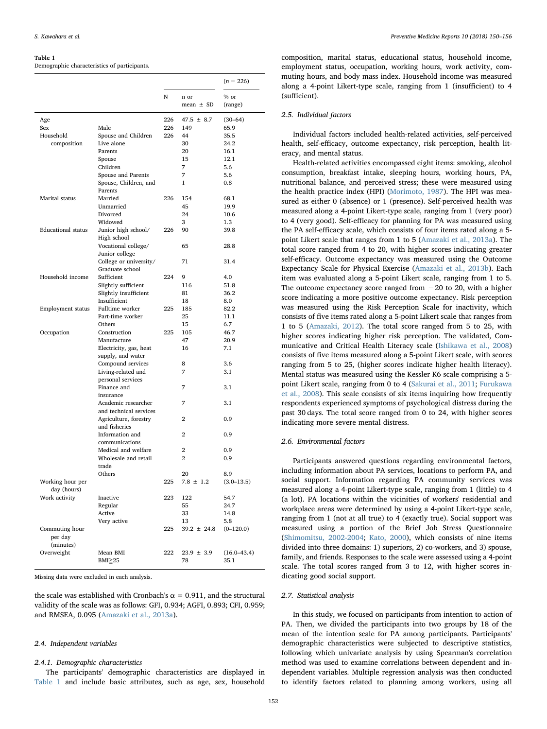**Table 1**
Demographic characteristics of participants.

| | | | | (n = 226) |
|---|---|---|---|---|
| | | N | n or mean ± SD | % or (range) |
| Age | | 226 | 47.5 ± 8.7 | (30–64) |
| Sex | Male | 226 | 149 | 65.9 |
| Household composition | Spouse and Children | 226 | 44 | 35.5 |
| | Live alone | | 30 | 24.2 |
| | Parents | | 20 | 16.1 |
| | Spouse | | 15 | 12.1 |
| | Children | | 7 | 5.6 |
| | Spouse and Parents | | 7 | 5.6 |
| | Spouse, Children, and Parents | | 1 | 0.8 |
| Marital status | Married | 226 | 154 | 68.1 |
| | Unmarried | | 45 | 19.9 |
| | Divorced | | 24 | 10.6 |
| | Widowed | | 3 | 1.3 |
| Educational status | Junior high school/ High school | 226 | 90 | 39.8 |
| | Vocational college/ Junior college | | 65 | 28.8 |
| | College or university/ Graduate school | | 71 | 31.4 |
| Household income | Sufficient | 224 | 9 | 4.0 |
| | Slightly sufficient | | 116 | 51.8 |
| | Slightly insufficient | | 81 | 36.2 |
| | Insufficient | | 18 | 8.0 |
| Employment status | Fulltime worker | 225 | 185 | 82.2 |
| | Part-time worker | | 25 | 11.1 |
| | Others | | 15 | 6.7 |
| Occupation | Construction | 225 | 105 | 46.7 |
| | Manufacture | | 47 | 20.9 |
| | Electricity, gas, heat supply, and water | | 16 | 7.1 |
| | Compound services | | 8 | 3.6 |
| | Living-related and personal services | | 7 | 3.1 |
| | Finance and insurance | | 7 | 3.1 |
| | Academic researcher and technical services | | 7 | 3.1 |
| | Agriculture, forestry and fisheries | | 2 | 0.9 |
| | Information and communications | | 2 | 0.9 |
| | Medical and welfare | | 2 | 0.9 |
| | Wholesale and retail trade | | 2 | 0.9 |
| | Others | | 20 | 8.9 |
| Working hour per day (hours) | | 225 | 7.8 ± 1.2 | (3.0–13.5) |
| Work activity | Inactive | 223 | 122 | 54.7 |
| | Regular | | 55 | 24.7 |
| | Active | | 33 | 14.8 |
| | Very active | | 13 | 5.8 |
| Commuting hour per day (minutes) | | 225 | 39.2 ± 24.8 | (0–120.0) |
| Overweight | Mean BMI | 222 | 23.9 ± 3.9 | (16.0–43.4) |
| | BMI≧25 | | 78 | 35.1 |

Missing data were excluded in each analysis.

the scale was established with Cronbach's α = 0.911, and the structural validity of the scale was as follows: GFI, 0.934; AGFI, 0.893; CFI, 0.959; and RMSEA, 0.095 (Amazaki et al., 2013a).

### 2.4. Independent variables

#### 2.4.1. Demographic characteristics

The participants' demographic characteristics are displayed in Table 1 and include basic attributes, such as age, sex, household composition, marital status, educational status, household income, employment status, occupation, working hours, work activity, commuting hours, and body mass index. Household income was measured along a 4-point Likert-type scale, ranging from 1 (insufficient) to 4 (sufficient).

### 2.5. Individual factors

Individual factors included health-related activities, self-perceived health, self-efficacy, outcome expectancy, risk perception, health literacy, and mental status.

Health-related activities encompassed eight items: smoking, alcohol consumption, breakfast intake, sleeping hours, working hours, PA, nutritional balance, and perceived stress; these were measured using the health practice index (HPI) (Morimoto, 1987). The HPI was measured as either 0 (absence) or 1 (presence). Self-perceived health was measured along a 4-point Likert-type scale, ranging from 1 (very poor) to 4 (very good). Self-efficacy for planning for PA was measured using the PA self-efficacy scale, which consists of four items rated along a 5-point Likert scale that ranges from 1 to 5 (Amazaki et al., 2013a). The total score ranged from 4 to 20, with higher scores indicating greater self-efficacy. Outcome expectancy was measured using the Outcome Expectancy Scale for Physical Exercise (Amazaki et al., 2013b). Each item was evaluated along a 5-point Likert scale, ranging from 1 to 5. The outcome expectancy score ranged from −20 to 20, with a higher score indicating a more positive outcome expectancy. Risk perception was measured using the Risk Perception Scale for inactivity, which consists of five items rated along a 5-point Likert scale that ranges from 1 to 5 (Amazaki, 2012). The total score ranged from 5 to 25, with higher scores indicating higher risk perception. The validated, Communicative and Critical Health Literacy scale (Ishikawa et al., 2008) consists of five items measured along a 5-point Likert scale, with scores ranging from 5 to 25, (higher scores indicate higher health literacy). Mental status was measured using the Kessler K6 scale comprising a 5-point Likert scale, ranging from 0 to 4 (Sakurai et al., 2011; Furukawa et al., 2008). This scale consists of six items inquiring how frequently respondents experienced symptoms of psychological distress during the past 30 days. The total score ranged from 0 to 24, with higher scores indicating more severe mental distress.

### 2.6. Environmental factors

Participants answered questions regarding environmental factors, including information about PA services, locations to perform PA, and social support. Information regarding PA community services was measured along a 4-point Likert-type scale, ranging from 1 (little) to 4 (a lot). PA locations within the vicinities of workers' residential and workplace areas were determined by using a 4-point Likert-type scale, ranging from 1 (not at all true) to 4 (exactly true). Social support was measured using a portion of the Brief Job Stress Questionnaire (Shimomitsu, 2002-2004; Kato, 2000), which consists of nine items divided into three domains: 1) superiors, 2) co-workers, and 3) spouse, family, and friends. Responses to the scale were assessed using a 4-point scale. The total scores ranged from 3 to 12, with higher scores indicating good social support.

### 2.7. Statistical analysis

In this study, we focused on participants from intention to action of PA. Then, we divided the participants into two groups by 18 of the mean of the intention scale for PA among participants. Participants' demographic characteristics were subjected to descriptive statistics, following which univariate analysis by using Spearman's correlation method was used to examine correlations between dependent and independent variables. Multiple regression analysis was then conducted to identify factors related to planning among workers, using all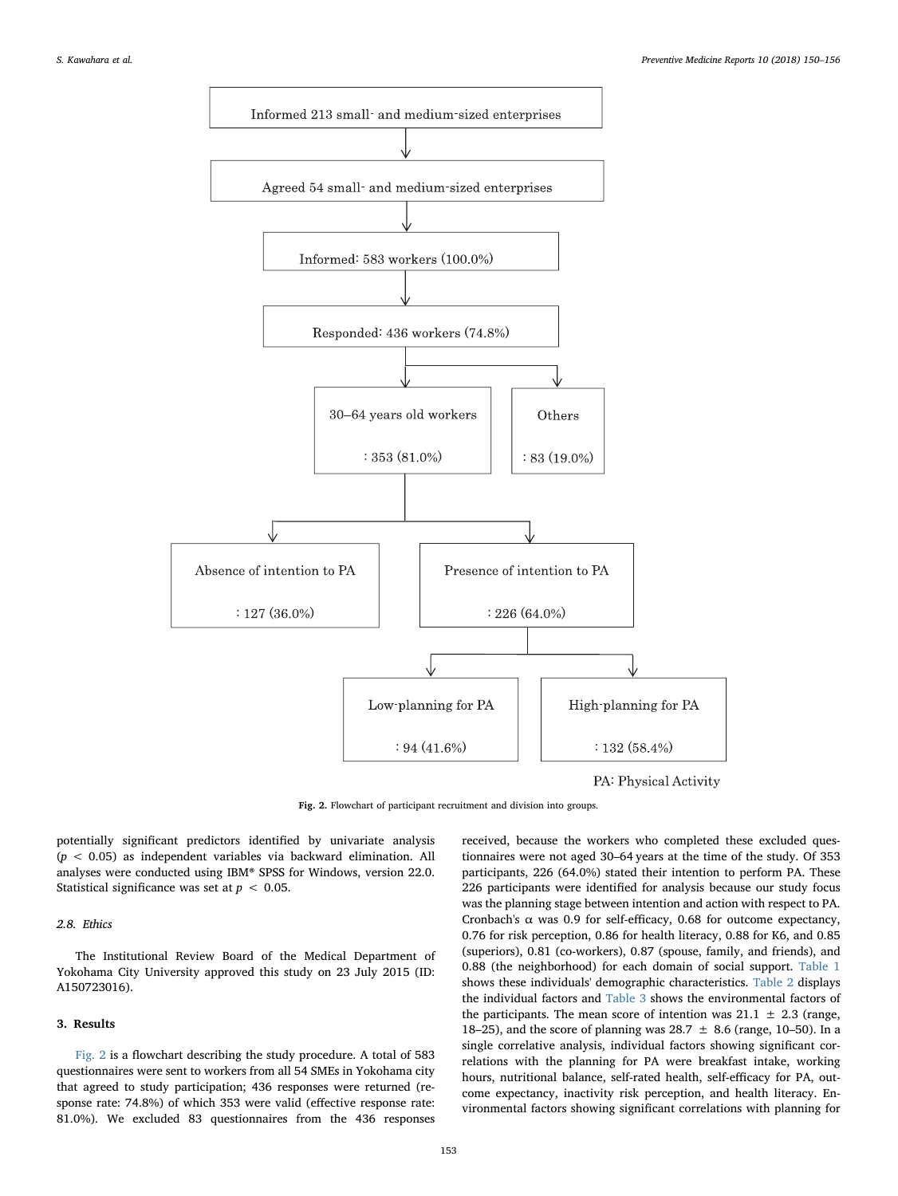Informed 213 small- and medium-sized enterprises

Agreed 54 small- and medium-sized enterprises

Informed: 583 workers (100.0%)

Responded: 436 workers (74.8%)

30–64 years old workers : 353 (81.0%)

Others : 83 (19.0%)

Absence of intention to PA : 127 (36.0%)

Presence of intention to PA : 226 (64.0%)

Low-planning for PA : 94 (41.6%)

High-planning for PA : 132 (58.4%)

PA: Physical Activity

**Fig. 2.** Flowchart of participant recruitment and division into groups.

potentially significant predictors identified by univariate analysis ($p < 0.05$) as independent variables via backward elimination. All analyses were conducted using IBM® SPSS for Windows, version 22.0. Statistical significance was set at $p < 0.05$.

### 2.8. Ethics

The Institutional Review Board of the Medical Department of Yokohama City University approved this study on 23 July 2015 (ID: A150723016).

## 3. Results

Fig. 2 is a flowchart describing the study procedure. A total of 583 questionnaires were sent to workers from all 54 SMEs in Yokohama city that agreed to study participation; 436 responses were returned (response rate: 74.8%) of which 353 were valid (effective response rate: 81.0%). We excluded 83 questionnaires from the 436 responses received, because the workers who completed these excluded questionnaires were not aged 30–64 years at the time of the study. Of 353 participants, 226 (64.0%) stated their intention to perform PA. These 226 participants were identified for analysis because our study focus was the planning stage between intention and action with respect to PA. Cronbach's α was 0.9 for self-efficacy, 0.68 for outcome expectancy, 0.76 for risk perception, 0.86 for health literacy, 0.88 for K6, and 0.85 (superiors), 0.81 (co-workers), 0.87 (spouse, family, and friends), and 0.88 (the neighborhood) for each domain of social support. Table 1 shows these individuals' demographic characteristics. Table 2 displays the individual factors and Table 3 shows the environmental factors of the participants. The mean score of intention was 21.1 ± 2.3 (range, 18–25), and the score of planning was 28.7 ± 8.6 (range, 10–50). In a single correlative analysis, individual factors showing significant correlations with the planning for PA were breakfast intake, working hours, nutritional balance, self-rated health, self-efficacy for PA, outcome expectancy, inactivity risk perception, and health literacy. Environmental factors showing significant correlations with planning for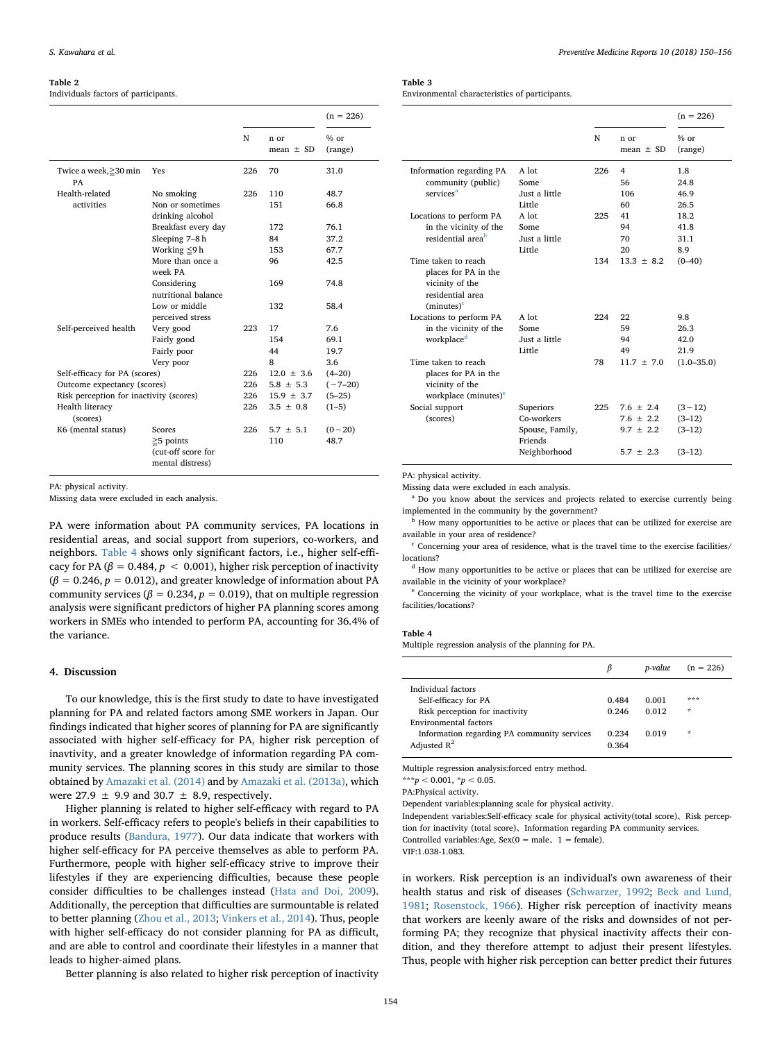**Table 2**
Individuals factors of participants.

| | | N | n or mean ± SD | % or (range) |
|---|---|---|---|---|
| | | | | (n = 226) |
| Twice a week, ≧30 min PA | Yes | 226 | 70 | 31.0 |
| Health-related activities | No smoking | 226 | 110 | 48.7 |
| | Non or sometimes drinking alcohol | | 151 | 66.8 |
| | Breakfast every day | | 172 | 76.1 |
| | Sleeping 7–8 h | | 84 | 37.2 |
| | Working ≦9 h | | 153 | 67.7 |
| | More than once a week PA | | 96 | 42.5 |
| | Considering nutritional balance | | 169 | 74.8 |
| | Low or middle perceived stress | | 132 | 58.4 |
| Self-perceived health | Very good | 223 | 17 | 7.6 |
| | Fairly good | | 154 | 69.1 |
| | Fairly poor | | 44 | 19.7 |
| | Very poor | | 8 | 3.6 |
| Self-efficacy for PA (scores) | | 226 | 12.0 ± 3.6 | (4–20) |
| Outcome expectancy (scores) | | 226 | 5.8 ± 5.3 | (−7–20) |
| Risk perception for inactivity (scores) | | 226 | 15.9 ± 3.7 | (5–25) |
| Health literacy (scores) | | 226 | 3.5 ± 0.8 | (1–5) |
| K6 (mental status) | Scores | 226 | 5.7 ± 5.1 | (0 − 20) |
| | ≧5 points (cut-off score for mental distress) | | 110 | 48.7 |

PA: physical activity.
Missing data were excluded in each analysis.

PA were information about PA community services, PA locations in residential areas, and social support from superiors, co-workers, and neighbors. Table 4 shows only significant factors, i.e., higher self-efficacy for PA ($\beta = 0.484$, $p < 0.001$), higher risk perception of inactivity ($\beta = 0.246$, $p = 0.012$), and greater knowledge of information about PA community services ($\beta = 0.234$, $p = 0.019$), that on multiple regression analysis were significant predictors of higher PA planning scores among workers in SMEs who intended to perform PA, accounting for 36.4% of the variance.

## 4. Discussion

To our knowledge, this is the first study to date to have investigated planning for PA and related factors among SME workers in Japan. Our findings indicated that higher scores of planning for PA are significantly associated with higher self-efficacy for PA, higher risk perception of inavtivity, and a greater knowledge of information regarding PA community services. The planning scores in this study are similar to those obtained by Amazaki et al. (2014) and by Amazaki et al. (2013a), which were 27.9 ± 9.9 and 30.7 ± 8.9, respectively.

Higher planning is related to higher self-efficacy with regard to PA in workers. Self-efficacy refers to people's beliefs in their capabilities to produce results (Bandura, 1977). Our data indicate that workers with higher self-efficacy for PA perceive themselves as able to perform PA. Furthermore, people with higher self-efficacy strive to improve their lifestyles if they are experiencing difficulties, because these people consider difficulties to be challenges instead (Hata and Doi, 2009). Additionally, the perception that difficulties are surmountable is related to better planning (Zhou et al., 2013; Vinkers et al., 2014). Thus, people with higher self-efficacy do not consider planning for PA as difficult, and are able to control and coordinate their lifestyles in a manner that leads to higher-aimed plans.

Better planning is also related to higher risk perception of inactivity in workers. Risk perception is an individual's own awareness of their health status and risk of diseases (Schwarzer, 1992; Beck and Lund, 1981; Rosenstock, 1966). Higher risk perception of inactivity means that workers are keenly aware of the risks and downsides of not performing PA; they recognize that physical inactivity affects their condition, and they therefore attempt to adjust their present lifestyles. Thus, people with higher risk perception can better predict their futures

**Table 3**
Environmental characteristics of participants.

| | | N | n or mean ± SD | % or (range) |
|---|---|---|---|---|
| | | | | (n = 226) |
| Information regarding PA community (public) services[a] | A lot | 226 | 4 | 1.8 |
| | Some | | 56 | 24.8 |
| | Just a little | | 106 | 46.9 |
| | Little | | 60 | 26.5 |
| Locations to perform PA in the vicinity of the residential area[b] | A lot | 225 | 41 | 18.2 |
| | Some | | 94 | 41.8 |
| | Just a little | | 70 | 31.1 |
| | Little | | 20 | 8.9 |
| Time taken to reach places for PA in the vicinity of the residential area (minutes)[c] | | 134 | 13.3 ± 8.2 | (0–40) |
| Locations to perform PA in the vicinity of the workplace[d] | A lot | 224 | 22 | 9.8 |
| | Some | | 59 | 26.3 |
| | Just a little | | 94 | 42.0 |
| | Little | | 49 | 21.9 |
| Time taken to reach places for PA in the vicinity of the workplace (minutes)[e] | | 78 | 11.7 ± 7.0 | (1.0–35.0) |
| Social support (scores) | Superiors | 225 | 7.6 ± 2.4 | (3 − 12) |
| | Co-workers | | 7.6 ± 2.2 | (3–12) |
| | Spouse, Family, Friends | | 9.7 ± 2.2 | (3–12) |
| | Neighborhood | | 5.7 ± 2.3 | (3–12) |

PA: physical activity.
Missing data were excluded in each analysis.
[a] Do you know about the services and projects related to exercise currently being implemented in the community by the government?
[b] How many opportunities to be active or places that can be utilized for exercise are available in your area of residence?
[c] Concerning your area of residence, what is the travel time to the exercise facilities/locations?
[d] How many opportunities to be active or places that can be utilized for exercise are available in the vicinity of your workplace?
[e] Concerning the vicinity of your workplace, what is the travel time to the exercise facilities/locations?

**Table 4**
Multiple regression analysis of the planning for PA.

| | β | *p-value* | (n = 226) |
|---|---|---|---|
| Individual factors | | | |
| Self-efficacy for PA | 0.484 | 0.001 | *** |
| Risk perception for inactivity | 0.246 | 0.012 | * |
| Environmental factors | | | |
| Information regarding PA community services | 0.234 | 0.019 | * |
| Adjusted $R^2$ | 0.364 | | |

Multiple regression analysis:forced entry method.
***$p < 0.001$, *$p < 0.05$.
PA:Physical activity.
Dependent variables:planning scale for physical activity.
Independent variables:Self-efficacy scale for physical activity(total score)、Risk perception for inactivity (total score)、Information regarding PA community services.
Controlled variables:Age, Sex(0 = male、1 = female).
VIF:1.038-1.083.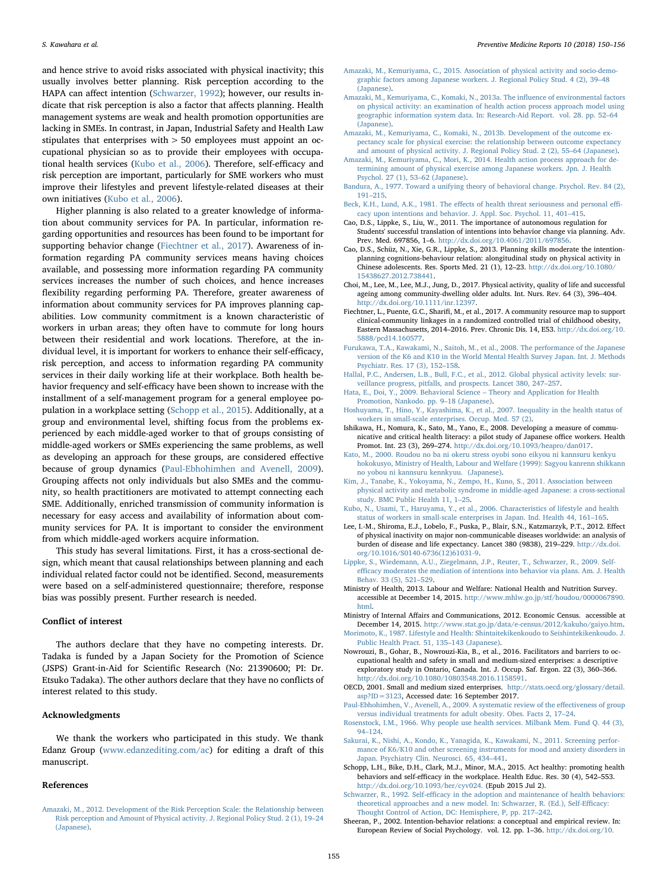and hence strive to avoid risks associated with physical inactivity; this usually involves better planning. Risk perception according to the HAPA can affect intention (Schwarzer, 1992); however, our results indicate that risk perception is also a factor that affects planning. Health management systems are weak and health promotion opportunities are lacking in SMEs. In contrast, in Japan, Industrial Safety and Health Law stipulates that enterprises with > 50 employees must appoint an occupational physician so as to provide their employees with occupational health services (Kubo et al., 2006). Therefore, self-efficacy and risk perception are important, particularly for SME workers who must improve their lifestyles and prevent lifestyle-related diseases at their own initiatives (Kubo et al., 2006).

Higher planning is also related to a greater knowledge of information about community services for PA. In particular, information regarding opportunities and resources has been found to be important for supporting behavior change (Fiechtner et al., 2017). Awareness of information regarding PA community services means having choices available, and possessing more information regarding PA community services increases the number of such choices, and hence increases flexibility regarding performing PA. Therefore, greater awareness of information about community services for PA improves planning capabilities. Low community commitment is a known characteristic of workers in urban areas; they often have to commute for long hours between their residential and work locations. Therefore, at the individual level, it is important for workers to enhance their self-efficacy, risk perception, and access to information regarding PA community services in their daily working life at their workplace. Both health behavior frequency and self-efficacy have been shown to increase with the installment of a self-management program for a general employee population in a workplace setting (Schopp et al., 2015). Additionally, at a group and environmental level, shifting focus from the problems experienced by each middle-aged worker to that of groups consisting of middle-aged workers or SMEs experiencing the same problems, as well as developing an approach for these groups, are considered effective because of group dynamics (Paul-Ebhohimhen and Avenell, 2009). Grouping affects not only individuals but also SMEs and the community, so health practitioners are motivated to attempt connecting each SME. Additionally, enriched transmission of community information is necessary for easy access and availability of information about community services for PA. It is important to consider the environment from which middle-aged workers acquire information.

This study has several limitations. First, it has a cross-sectional design, which meant that causal relationships between planning and each individual related factor could not be identified. Second, measurements were based on a self-administered questionnaire; therefore, response bias was possibly present. Further research is needed.

## Conflict of interest

The authors declare that they have no competing interests. Dr. Tadaka is funded by a Japan Society for the Promotion of Science (JSPS) Grant-in-Aid for Scientific Research (No: 21390600; PI: Dr. Etsuko Tadaka). The other authors declare that they have no conflicts of interest related to this study.

## Acknowledgments

We thank the workers who participated in this study. We thank Edanz Group (www.edanzediting.com/ac) for editing a draft of this manuscript.

## References

Amazaki, M., 2012. Development of the Risk Perception Scale: the Relationship between Risk perception and Amount of Physical activity. J. Regional Policy Stud. 2 (1), 19–24 (Japanese).

Amazaki, M., Kemuriyama, C., 2015. Association of physical activity and socio-demographic factors among Japanese workers. J. Regional Policy Stud. 4 (2), 39–48 (Japanese).

Amazaki, M., Kemuriyama, C., Komaki, N., 2013a. The influence of environmental factors on physical activity: an examination of health action process approach model using geographic information system data. In: Research-Aid Report. vol. 28. pp. 52–64 (Japanese).

Amazaki, M., Kemuriyama, C., Komaki, N., 2013b. Development of the outcome expectancy scale for physical exercise: the relationship between outcome expectancy and amount of physical activity. J. Regional Policy Stud. 2 (2), 55–64 (Japanese).

Amazaki, M., Kemuriyama, C., Mori, K., 2014. Health action process approach for determining amount of physical exercise among Japanese workers. Jpn. J. Health Psychol. 27 (1), 53–62 (Japanese).

Bandura, A., 1977. Toward a unifying theory of behavioral change. Psychol. Rev. 84 (2), 191–215.

Beck, K.H., Lund, A.K., 1981. The effects of health threat seriousness and personal efficacy upon intentions and behavior. J. Appl. Soc. Psychol. 11, 401–415.

Cao, D.S., Lippke, S., Liu, W., 2011. The importance of autonomous regulation for Students' successful translation of intentions into behavior change via planning. Adv. Prev. Med. 697856, 1–6. http://dx.doi.org/10.4061/2011/697856.

Cao, D.S., Schüz, N., Xie, G.R., Lippke, S., 2013. Planning skills moderate the intention-planning cognitions-behaviour relation: alongitudinal study on physical activity in Chinese adolescents. Res. Sports Med. 21 (1), 12–23. http://dx.doi.org/10.1080/15438627.2012.738441.

Choi, M., Lee, M., Lee, M.J., Jung, D., 2017. Physical activity, quality of life and successful ageing among community-dwelling older adults. Int. Nurs. Rev. 64 (3), 396–404. http://dx.doi.org/10.1111/inr.12397.

Fiechtner, L., Puente, G.C., Sharifi, M., et al., 2017. A community resource map to support clinical-community linkages in a randomized controlled trial of childhood obesity, Eastern Massachusetts, 2014–2016. Prev. Chronic Dis. 14, E53. http://dx.doi.org/10.5888/pcd14.160577.

Furukawa, T.A., Kawakami, N., Saitoh, M., et al., 2008. The performance of the Japanese version of the K6 and K10 in the World Mental Health Survey Japan. Int. J. Methods Psychiatr. Res. 17 (3), 152–158.

Hallal, P.C., Andersen, L.B., Bull, F.C., et al., 2012. Global physical activity levels: surveillance progress, pitfalls, and prospects. Lancet 380, 247–257.

Hata, E., Doi, Y., 2009. Behavioral Science – Theory and Application for Health Promotion, Nankodo. pp. 9–18 (Japanese).

Hoshuyama, T., Hino, Y., Kayashima, K., et al., 2007. Inequality in the health status of workers in small-scale enterprises. Occup. Med. 57 (2).

Ishikawa, H., Nomura, K., Sato, M., Yano, E., 2008. Developing a measure of communicative and critical health literacy: a pilot study of Japanese office workers. Health Promot. Int. 23 (3), 269–274. http://dx.doi.org/10.1093/heapro/dan017.

Kato, M., 2000. Roudou no ba ni okeru stress oyobi sono eikyou ni kannsuru kenkyu hokokusyo, Ministry of Health, Labour and Welfare (1999): Sagyou kanrenn shikkann no yobou ni kannsuru kennkyuu. (Japanese).

Kim, J., Tanabe, K., Yokoyama, N., Zempo, H., Kuno, S., 2011. Association between physical activity and metabolic syndrome in middle-aged Japanese: a cross-sectional study. BMC Public Health 11, 1–25.

Kubo, N., Usami, T., Haruyama, Y., et al., 2006. Characteristics of lifestyle and health status of workers in small-scale enterprises in Japan. Ind. Health 44, 161–165.

Lee, I.-M., Shiroma, E.J., Lobelo, F., Puska, P., Blair, S.N., Katzmarzyk, P.T., 2012. Effect of physical inactivity on major non-communicable diseases worldwide: an analysis of burden of disease and life expectancy. Lancet 380 (9838), 219–229. http://dx.doi.org/10.1016/S0140-6736(12)61031-9.

Lippke, S., Wiedemann, A.U., Ziegelmann, J.P., Reuter, T., Schwarzer, R., 2009. Self-efficacy moderates the mediation of intentions into behavior via plans. Am. J. Health Behav. 33 (5), 521–529.

Ministry of Health, 2013. Labour and Welfare: National Health and Nutrition Survey. accessible at December 14, 2015. http://www.mhlw.go.jp/stf/houdou/0000067890.html.

Ministry of Internal Affairs and Communications, 2012. Economic Census. accessible at December 14, 2015. http://www.stat.go.jp/data/e-census/2012/kakuho/gaiyo.htm.

Morimoto, K., 1987. Lifestyle and Health: Shintaitekikenkoudo to Seishintekikenkoudo. J. Public Health Pract. 51, 135–143 (Japanese).

Nowrouzi, B., Gohar, B., Nowrouzi-Kia, B., et al., 2016. Facilitators and barriers to occupational health and safety in small and medium-sized enterprises: a descriptive exploratory study in Ontario, Canada. Int. J. Occup. Saf. Ergon. 22 (3), 360–366. http://dx.doi.org/10.1080/10803548.2016.1158591.

OECD, 2001. Small and medium sized enterprises. http://stats.oecd.org/glossary/detail.asp?ID=3123, Accessed date: 16 September 2017.

Paul-Ebhohimhen, V., Avenell, A., 2009. A systematic review of the effectiveness of group versus individual treatments for adult obesity. Obes. Facts 2, 17–24.

Rosenstock, I.M., 1966. Why people use health services. Milbank Mem. Fund Q. 44 (3), 94–124.

Sakurai, K., Nishi, A., Kondo, K., Yanagida, K., Kawakami, N., 2011. Screening performance of K6/K10 and other screening instruments for mood and anxiety disorders in Japan. Psychiatry Clin. Neurosci. 65, 434–441.

Schopp, L.H., Bike, D.H., Clark, M.J., Minor, M.A., 2015. Act healthy: promoting health behaviors and self-efficacy in the workplace. Health Educ. Res. 30 (4), 542–553. http://dx.doi.org/10.1093/her/cyv024. (Epub 2015 Jul 2).

Schwarzer, R., 1992. Self-efficacy in the adoption and maintenance of health behaviors: theoretical approaches and a new model. In: Schwarzer, R. (Ed.), Self-Efficacy: Thought Control of Action, DC: Hemisphere, P, pp. 217–242.

Sheeran, P., 2002. Intention-behavior relations: a conceptual and empirical review. In: European Review of Social Psychology. vol. 12. pp. 1–36. http://dx.doi.org/10.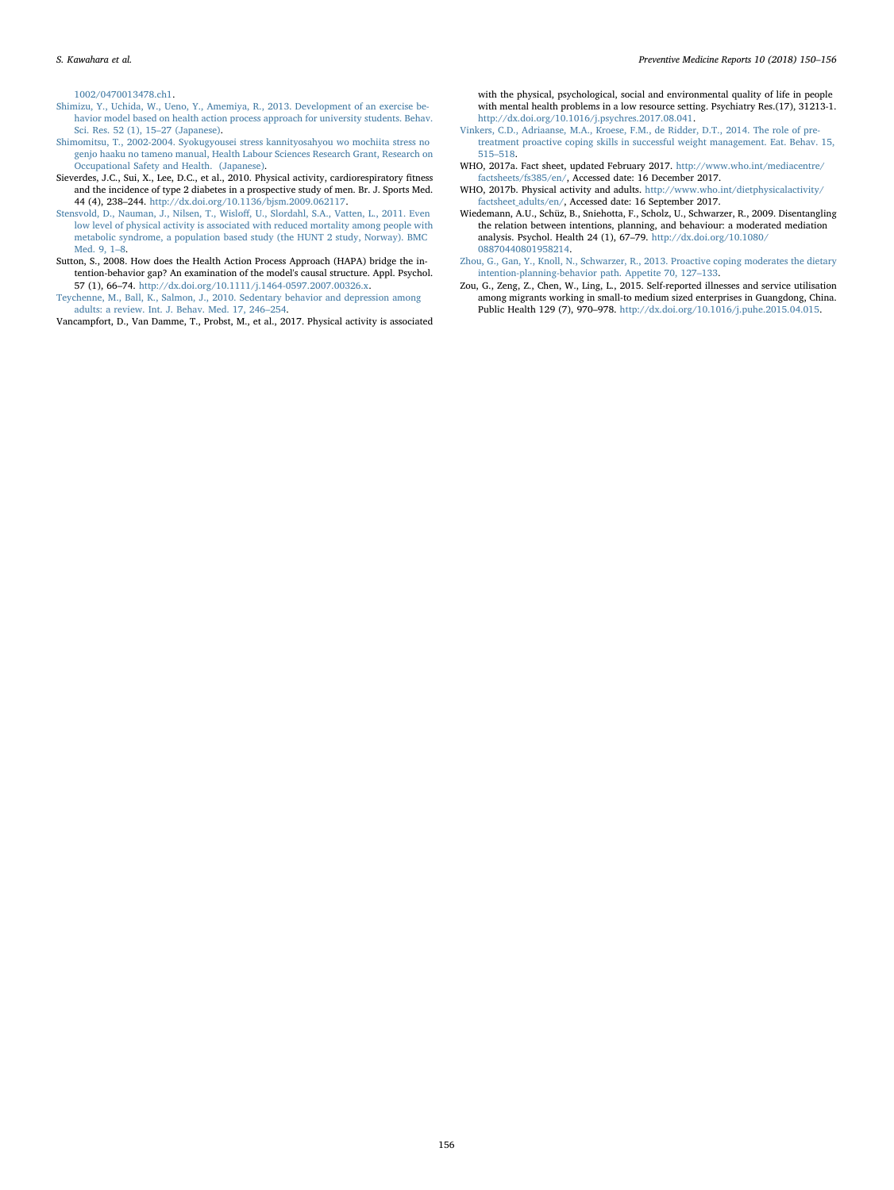1002/0470013478.ch1.

Shimizu, Y., Uchida, W., Ueno, Y., Amemiya, R., 2013. Development of an exercise behavior model based on health action process approach for university students. Behav. Sci. Res. 52 (1), 15–27 (Japanese).

Shimomitsu, T., 2002-2004. Syokugyousei stress kannityosahyou wo mochiita stress no genjo haaku no tameno manual, Health Labour Sciences Research Grant, Research on Occupational Safety and Health. (Japanese).

Sieverdes, J.C., Sui, X., Lee, D.C., et al., 2010. Physical activity, cardiorespiratory fitness and the incidence of type 2 diabetes in a prospective study of men. Br. J. Sports Med. 44 (4), 238–244. http://dx.doi.org/10.1136/bjsm.2009.062117.

Stensvold, D., Nauman, J., Nilsen, T., Wisloff, U., Slordahl, S.A., Vatten, L., 2011. Even low level of physical activity is associated with reduced mortality among people with metabolic syndrome, a population based study (the HUNT 2 study, Norway). BMC Med. 9, 1–8.

Sutton, S., 2008. How does the Health Action Process Approach (HAPA) bridge the intention-behavior gap? An examination of the model's causal structure. Appl. Psychol. 57 (1), 66–74. http://dx.doi.org/10.1111/j.1464-0597.2007.00326.x.

Teychenne, M., Ball, K., Salmon, J., 2010. Sedentary behavior and depression among adults: a review. Int. J. Behav. Med. 17, 246–254.

Vancampfort, D., Van Damme, T., Probst, M., et al., 2017. Physical activity is associated with the physical, psychological, social and environmental quality of life in people with mental health problems in a low resource setting. Psychiatry Res.(17), 31213-1. http://dx.doi.org/10.1016/j.psychres.2017.08.041.

Vinkers, C.D., Adriaanse, M.A., Kroese, F.M., de Ridder, D.T., 2014. The role of pre-treatment proactive coping skills in successful weight management. Eat. Behav. 15, 515–518.

WHO, 2017a. Fact sheet, updated February 2017. http://www.who.int/mediacentre/factsheets/fs385/en/, Accessed date: 16 December 2017.

WHO, 2017b. Physical activity and adults. http://www.who.int/dietphysicalactivity/factsheet_adults/en/, Accessed date: 16 September 2017.

Wiedemann, A.U., Schüz, B., Sniehotta, F., Scholz, U., Schwarzer, R., 2009. Disentangling the relation between intentions, planning, and behaviour: a moderated mediation analysis. Psychol. Health 24 (1), 67–79. http://dx.doi.org/10.1080/08870440801958214.

Zhou, G., Gan, Y., Knoll, N., Schwarzer, R., 2013. Proactive coping moderates the dietary intention-planning-behavior path. Appetite 70, 127–133.

Zou, G., Zeng, Z., Chen, W., Ling, L., 2015. Self-reported illnesses and service utilisation among migrants working in small-to medium sized enterprises in Guangdong, China. Public Health 129 (7), 970–978. http://dx.doi.org/10.1016/j.puhe.2015.04.015.